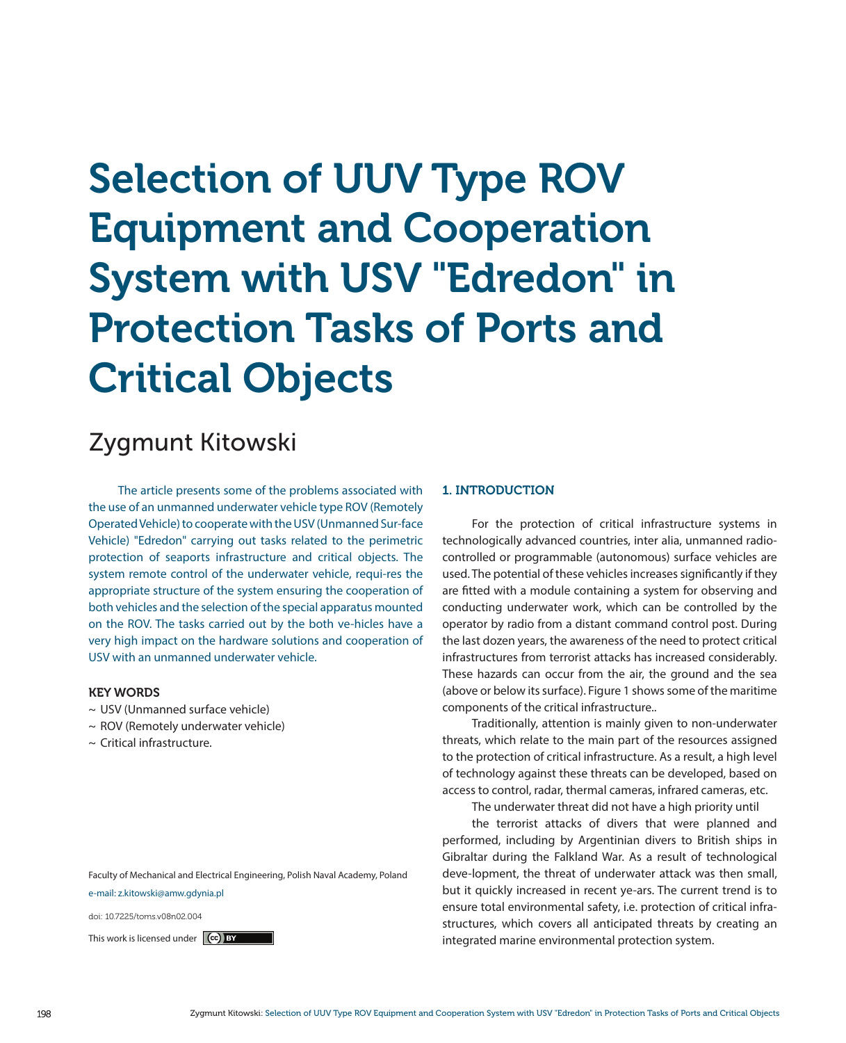# Selection of UUV Type ROV Equipment and Cooperation System with USV "Edredon" in Protection Tasks of Ports and Critical Objects

## Zygmunt Kitowski

The article presents some of the problems associated with the use of an unmanned underwater vehicle type ROV (Remotely Operated Vehicle) to cooperate with the USV (Unmanned Sur-face Vehicle) "Edredon" carrying out tasks related to the perimetric protection of seaports infrastructure and critical objects. The system remote control of the underwater vehicle, requi-res the appropriate structure of the system ensuring the cooperation of both vehicles and the selection of the special apparatus mounted on the ROV. The tasks carried out by the both ve-hicles have a very high impact on the hardware solutions and cooperation of USV with an unmanned underwater vehicle.

### KEY WORDS

~ USV (Unmanned surface vehicle)
~ ROV (Remotely underwater vehicle)
~ Critical infrastructure.

Faculty of Mechanical and Electrical Engineering, Polish Naval Academy, Poland

e-mail: z.kitowski@amw.gdynia.pl

doi: 10.7225/toms.v08n02.004

This work is licensed under CC BY

### 1. INTRODUCTION

For the protection of critical infrastructure systems in technologically advanced countries, inter alia, unmanned radio-controlled or programmable (autonomous) surface vehicles are used. The potential of these vehicles increases significantly if they are fitted with a module containing a system for observing and conducting underwater work, which can be controlled by the operator by radio from a distant command control post. During the last dozen years, the awareness of the need to protect critical infrastructures from terrorist attacks has increased considerably. These hazards can occur from the air, the ground and the sea (above or below its surface). Figure 1 shows some of the maritime components of the critical infrastructure..

Traditionally, attention is mainly given to non-underwater threats, which relate to the main part of the resources assigned to the protection of critical infrastructure. As a result, a high level of technology against these threats can be developed, based on access to control, radar, thermal cameras, infrared cameras, etc.

The underwater threat did not have a high priority until the terrorist attacks of divers that were planned and performed, including by Argentinian divers to British ships in Gibraltar during the Falkland War. As a result of technological deve-lopment, the threat of underwater attack was then small, but it quickly increased in recent ye-ars. The current trend is to ensure total environmental safety, i.e. protection of critical infra-structures, which covers all anticipated threats by creating an integrated marine environmental protection system.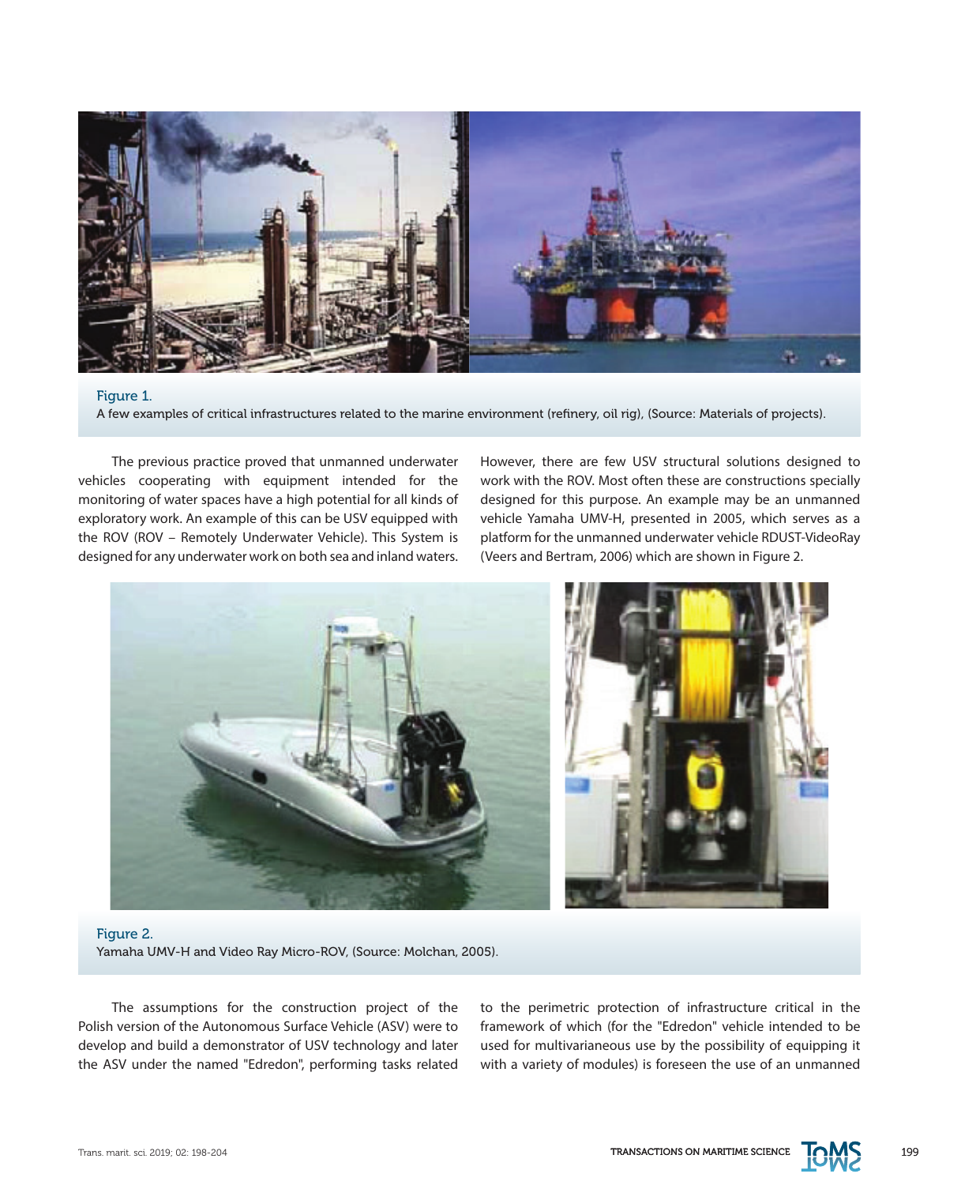Figure 1.
A few examples of critical infrastructures related to the marine environment (refinery, oil rig), (Source: Materials of projects).

The previous practice proved that unmanned underwater vehicles cooperating with equipment intended for the monitoring of water spaces have a high potential for all kinds of exploratory work. An example of this can be USV equipped with the ROV (ROV – Remotely Underwater Vehicle). This System is designed for any underwater work on both sea and inland waters. However, there are few USV structural solutions designed to work with the ROV. Most often these are constructions specially designed for this purpose. An example may be an unmanned vehicle Yamaha UMV-H, presented in 2005, which serves as a platform for the unmanned underwater vehicle RDUST-VideoRay (Veers and Bertram, 2006) which are shown in Figure 2.

Figure 2.
Yamaha UMV-H and Video Ray Micro-ROV, (Source: Molchan, 2005).

The assumptions for the construction project of the Polish version of the Autonomous Surface Vehicle (ASV) were to develop and build a demonstrator of USV technology and later the ASV under the named "Edredon", performing tasks related to the perimetric protection of infrastructure critical in the framework of which (for the "Edredon" vehicle intended to be used for multivarianeous use by the possibility of equipping it with a variety of modules) is foreseen the use of an unmanned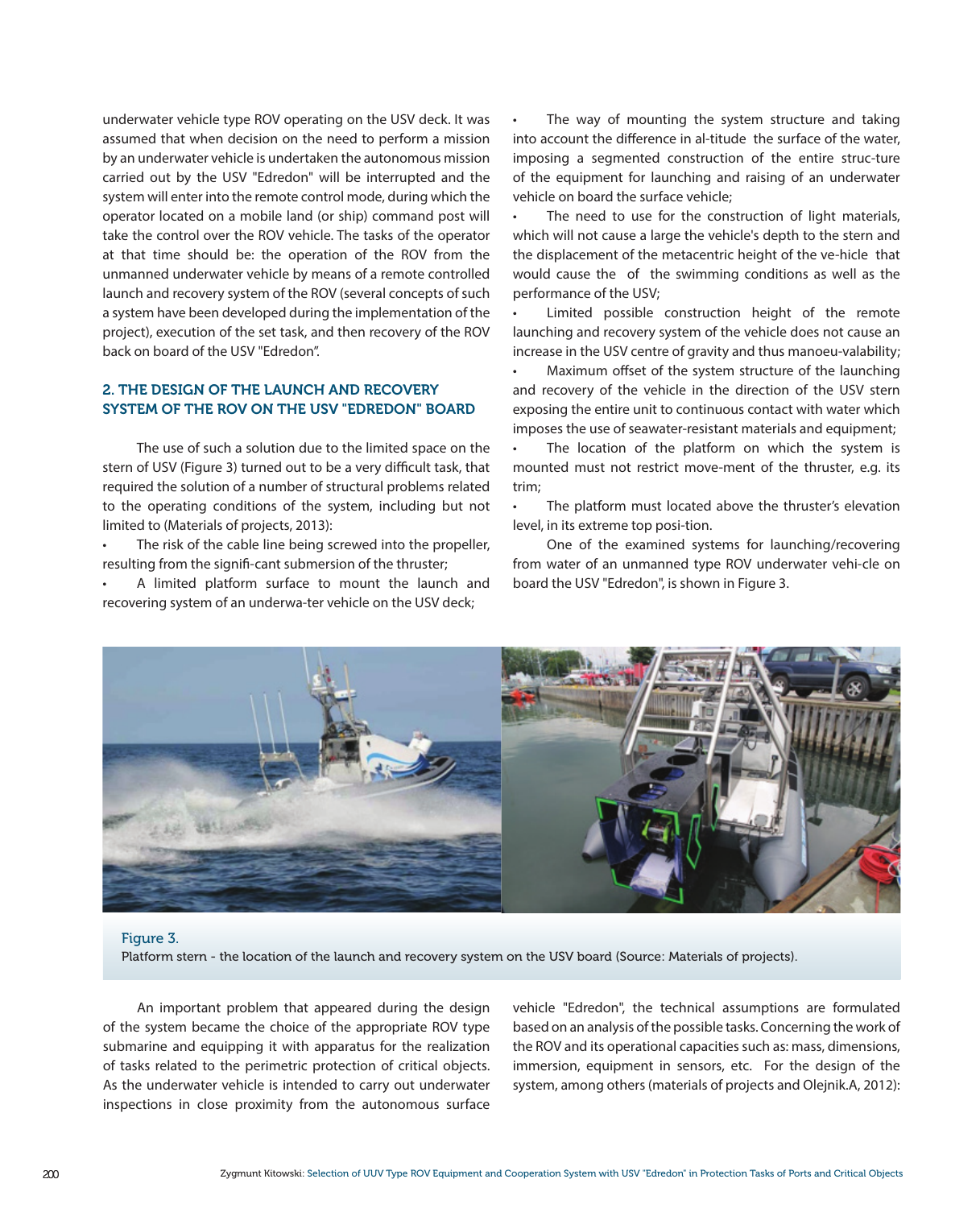underwater vehicle type ROV operating on the USV deck. It was assumed that when decision on the need to perform a mission by an underwater vehicle is undertaken the autonomous mission carried out by the USV "Edredon" will be interrupted and the system will enter into the remote control mode, during which the operator located on a mobile land (or ship) command post will take the control over the ROV vehicle. The tasks of the operator at that time should be: the operation of the ROV from the unmanned underwater vehicle by means of a remote controlled launch and recovery system of the ROV (several concepts of such a system have been developed during the implementation of the project), execution of the set task, and then recovery of the ROV back on board of the USV "Edredon".

## 2. THE DESIGN OF THE LAUNCH AND RECOVERY SYSTEM OF THE ROV ON THE USV "EDREDON" BOARD

The use of such a solution due to the limited space on the stern of USV (Figure 3) turned out to be a very difficult task, that required the solution of a number of structural problems related to the operating conditions of the system, including but not limited to (Materials of projects, 2013):

- The risk of the cable line being screwed into the propeller, resulting from the signifi-cant submersion of the thruster;
- A limited platform surface to mount the launch and recovering system of an underwa-ter vehicle on the USV deck;
- The way of mounting the system structure and taking into account the difference in al-titude the surface of the water, imposing a segmented construction of the entire struc-ture of the equipment for launching and raising of an underwater vehicle on board the surface vehicle;
- The need to use for the construction of light materials, which will not cause a large the vehicle's depth to the stern and the displacement of the metacentric height of the ve-hicle that would cause the of the swimming conditions as well as the performance of the USV;
- Limited possible construction height of the remote launching and recovery system of the vehicle does not cause an increase in the USV centre of gravity and thus manoeu-valability;
- Maximum offset of the system structure of the launching and recovery of the vehicle in the direction of the USV stern exposing the entire unit to continuous contact with water which imposes the use of seawater-resistant materials and equipment;
- The location of the platform on which the system is mounted must not restrict move-ment of the thruster, e.g. its trim;
- The platform must located above the thruster's elevation level, in its extreme top posi-tion.

One of the examined systems for launching/recovering from water of an unmanned type ROV underwater vehi-cle on board the USV "Edredon", is shown in Figure 3.

Figure 3.
Platform stern - the location of the launch and recovery system on the USV board (Source: Materials of projects).

An important problem that appeared during the design of the system became the choice of the appropriate ROV type submarine and equipping it with apparatus for the realization of tasks related to the perimetric protection of critical objects. As the underwater vehicle is intended to carry out underwater inspections in close proximity from the autonomous surface vehicle "Edredon", the technical assumptions are formulated based on an analysis of the possible tasks. Concerning the work of the ROV and its operational capacities such as: mass, dimensions, immersion, equipment in sensors, etc. For the design of the system, among others (materials of projects and Olejnik.A, 2012):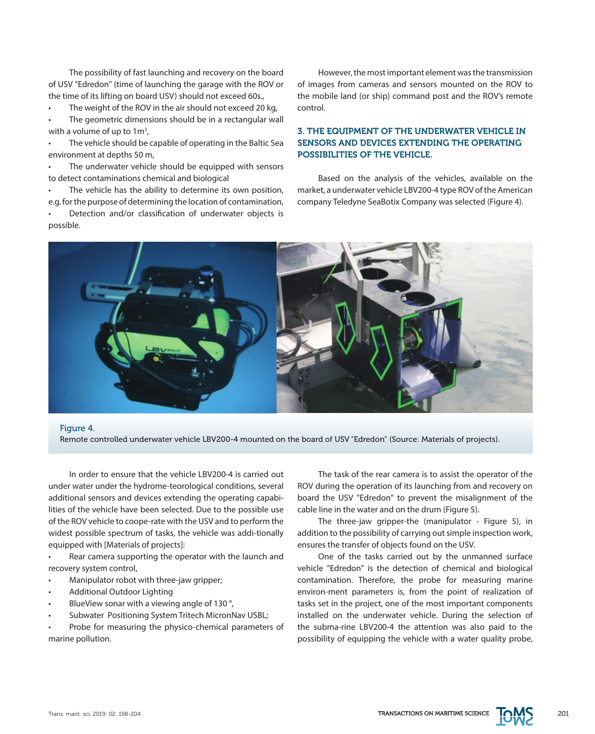The possibility of fast launching and recovery on the board of USV "Edredon" (time of launching the garage with the ROV or the time of its lifting on board USV) should not exceed 60s.,

- The weight of the ROV in the air should not exceed 20 kg,
- The geometric dimensions should be in a rectangular wall with a volume of up to 1m$^3$,
- The vehicle should be capable of operating in the Baltic Sea environment at depths 50 m,
- The underwater vehicle should be equipped with sensors to detect contaminations chemical and biological
- The vehicle has the ability to determine its own position, e.g. for the purpose of determining the location of contamination,
- Detection and/or classification of underwater objects is possible.

However, the most important element was the transmission of images from cameras and sensors mounted on the ROV to the mobile land (or ship) command post and the ROV's remote control.

## 3. THE EQUIPMENT OF THE UNDERWATER VEHICLE IN SENSORS AND DEVICES EXTENDING THE OPERATING POSSIBILITIES OF THE VEHICLE.

Based on the analysis of the vehicles, available on the market, a underwater vehicle LBV200-4 type ROV of the American company Teledyne SeaBotix Company was selected (Figure 4).

Figure 4.
Remote controlled underwater vehicle LBV200-4 mounted on the board of USV "Edredon" (Source: Materials of projects).

In order to ensure that the vehicle LBV200-4 is carried out under water under the hydrome-teorological conditions, several additional sensors and devices extending the operating capabi-lities of the vehicle have been selected. Due to the possible use of the ROV vehicle to coope-rate with the USV and to perform the widest possible spectrum of tasks, the vehicle was addi-tionally equipped with [Materials of projects]:

- Rear camera supporting the operator with the launch and recovery system control,
- Manipulator robot with three-jaw gripper;
- Additional Outdoor Lighting
- BlueView sonar with a viewing angle of 130 °,
- Subwater Positioning System Tritech MicronNav USBL;
- Probe for measuring the physico-chemical parameters of marine pollution.

The task of the rear camera is to assist the operator of the ROV during the operation of its launching from and recovery on board the USV "Edredon" to prevent the misalignment of the cable line in the water and on the drum (Figure 5).

The three-jaw gripper-the (manipulator - Figure 5), in addition to the possibility of carrying out simple inspection work, ensures the transfer of objects found on the USV.

One of the tasks carried out by the unmanned surface vehicle "Edredon" is the detection of chemical and biological contamination. Therefore, the probe for measuring marine environ-ment parameters is, from the point of realization of tasks set in the project, one of the most important components installed on the underwater vehicle. During the selection of the subma-rine LBV200-4 the attention was also paid to the possibility of equipping the vehicle with a water quality probe,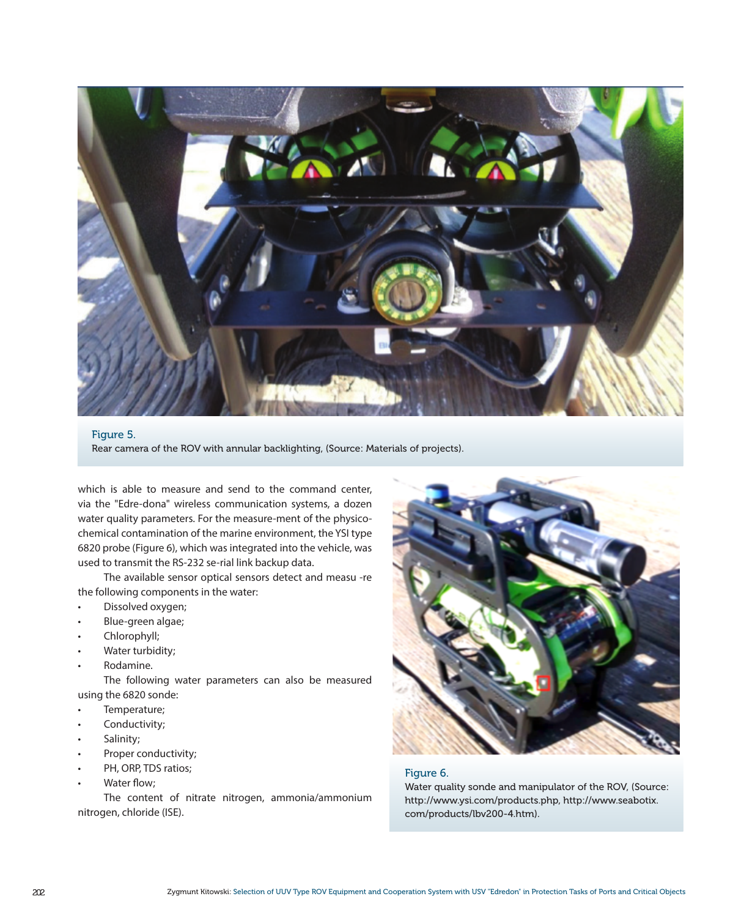Figure 5.
Rear camera of the ROV with annular backlighting, (Source: Materials of projects).

which is able to measure and send to the command center, via the "Edre-dona" wireless communication systems, a dozen water quality parameters. For the measure-ment of the physico-chemical contamination of the marine environment, the YSI type 6820 probe (Figure 6), which was integrated into the vehicle, was used to transmit the RS-232 se-rial link backup data.

The available sensor optical sensors detect and measu -re the following components in the water:

- Dissolved oxygen;
- Blue-green algae;
- Chlorophyll;
- Water turbidity;
- Rodamine.

The following water parameters can also be measured using the 6820 sonde:

- Temperature;
- Conductivity;
- Salinity;
- Proper conductivity;
- PH, ORP, TDS ratios;
- Water flow;

The content of nitrate nitrogen, ammonia/ammonium nitrogen, chloride (ISE).

Figure 6.
Water quality sonde and manipulator of the ROV, (Source: http://www.ysi.com/products.php, http://www.seabotix.com/products/lbv200-4.htm).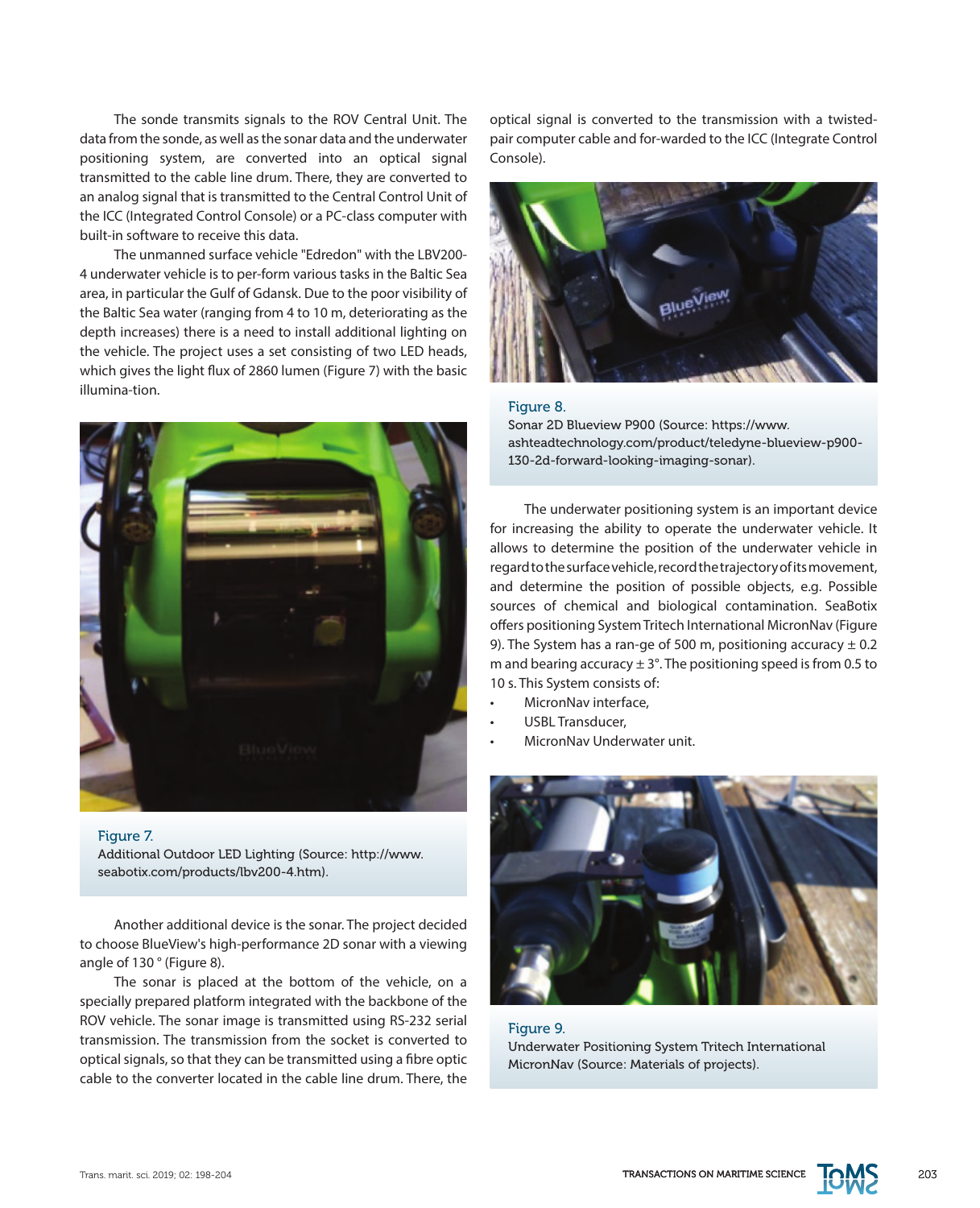The sonde transmits signals to the ROV Central Unit. The data from the sonde, as well as the sonar data and the underwater positioning system, are converted into an optical signal transmitted to the cable line drum. There, they are converted to an analog signal that is transmitted to the Central Control Unit of the ICC (Integrated Control Console) or a PC-class computer with built-in software to receive this data.

The unmanned surface vehicle "Edredon" with the LBV200-4 underwater vehicle is to per-form various tasks in the Baltic Sea area, in particular the Gulf of Gdansk. Due to the poor visibility of the Baltic Sea water (ranging from 4 to 10 m, deteriorating as the depth increases) there is a need to install additional lighting on the vehicle. The project uses a set consisting of two LED heads, which gives the light flux of 2860 lumen (Figure 7) with the basic illumina-tion.

Figure 7.
Additional Outdoor LED Lighting (Source: http://www.seabotix.com/products/lbv200-4.htm).

Another additional device is the sonar. The project decided to choose BlueView's high-performance 2D sonar with a viewing angle of 130 ° (Figure 8).

The sonar is placed at the bottom of the vehicle, on a specially prepared platform integrated with the backbone of the ROV vehicle. The sonar image is transmitted using RS-232 serial transmission. The transmission from the socket is converted to optical signals, so that they can be transmitted using a fibre optic cable to the converter located in the cable line drum. There, the optical signal is converted to the transmission with a twisted-pair computer cable and for-warded to the ICC (Integrate Control Console).

Figure 8.
Sonar 2D Blueview P900 (Source: https://www.ashteadtechnology.com/product/teledyne-blueview-p900-130-2d-forward-looking-imaging-sonar).

The underwater positioning system is an important device for increasing the ability to operate the underwater vehicle. It allows to determine the position of the underwater vehicle in regard to the surface vehicle, record the trajectory of its movement, and determine the position of possible objects, e.g. Possible sources of chemical and biological contamination. SeaBotix offers positioning System Tritech International MicronNav (Figure 9). The System has a ran-ge of 500 m, positioning accuracy ± 0.2 m and bearing accuracy ± 3°. The positioning speed is from 0.5 to 10 s. This System consists of:

- MicronNav interface,
- USBL Transducer,
- MicronNav Underwater unit.

Figure 9.
Underwater Positioning System Tritech International MicronNav (Source: Materials of projects).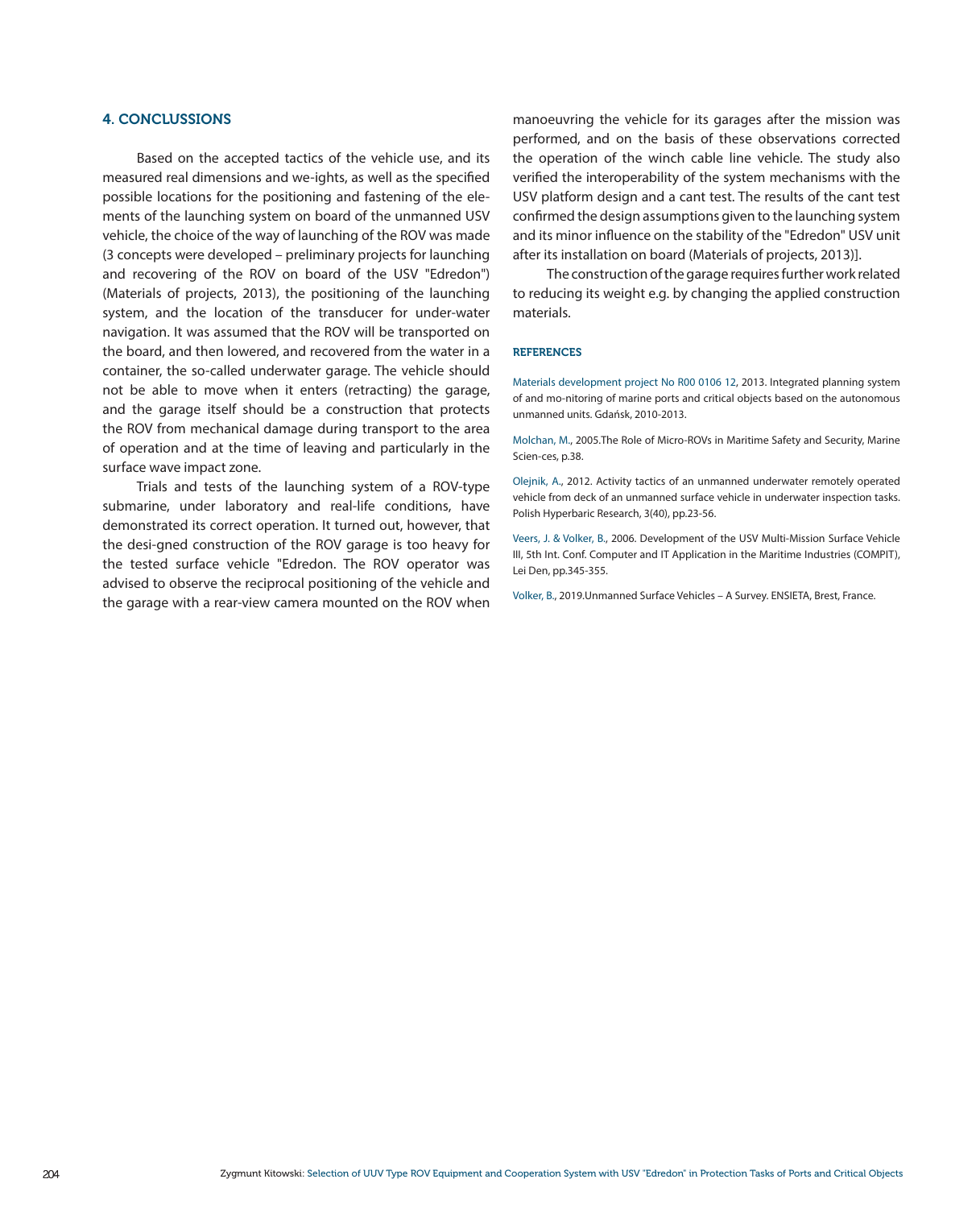## 4. CONCLUSSIONS

Based on the accepted tactics of the vehicle use, and its measured real dimensions and we-ights, as well as the specified possible locations for the positioning and fastening of the ele-ments of the launching system on board of the unmanned USV vehicle, the choice of the way of launching of the ROV was made (3 concepts were developed – preliminary projects for launching and recovering of the ROV on board of the USV "Edredon") (Materials of projects, 2013), the positioning of the launching system, and the location of the transducer for under-water navigation. It was assumed that the ROV will be transported on the board, and then lowered, and recovered from the water in a container, the so-called underwater garage. The vehicle should not be able to move when it enters (retracting) the garage, and the garage itself should be a construction that protects the ROV from mechanical damage during transport to the area of operation and at the time of leaving and particularly in the surface wave impact zone.

Trials and tests of the launching system of a ROV-type submarine, under laboratory and real-life conditions, have demonstrated its correct operation. It turned out, however, that the desi-gned construction of the ROV garage is too heavy for the tested surface vehicle "Edredon. The ROV operator was advised to observe the reciprocal positioning of the vehicle and the garage with a rear-view camera mounted on the ROV when manoeuvring the vehicle for its garages after the mission was performed, and on the basis of these observations corrected the operation of the winch cable line vehicle. The study also verified the interoperability of the system mechanisms with the USV platform design and a cant test. The results of the cant test confirmed the design assumptions given to the launching system and its minor influence on the stability of the "Edredon" USV unit after its installation on board (Materials of projects, 2013)].

The construction of the garage requires further work related to reducing its weight e.g. by changing the applied construction materials.

### REFERENCES

Materials development project No R00 0106 12, 2013. Integrated planning system of and mo-nitoring of marine ports and critical objects based on the autonomous unmanned units. Gdańsk, 2010-2013.

Molchan, M., 2005.The Role of Micro-ROVs in Maritime Safety and Security, Marine Scien-ces, p.38.

Olejnik, A., 2012. Activity tactics of an unmanned underwater remotely operated vehicle from deck of an unmanned surface vehicle in underwater inspection tasks. Polish Hyperbaric Research, 3(40), pp.23-56.

Veers, J. & Volker, B., 2006. Development of the USV Multi-Mission Surface Vehicle III, 5th Int. Conf. Computer and IT Application in the Maritime Industries (COMPIT), Lei Den, pp.345-355.

Volker, B., 2019.Unmanned Surface Vehicles – A Survey. ENSIETA, Brest, France.